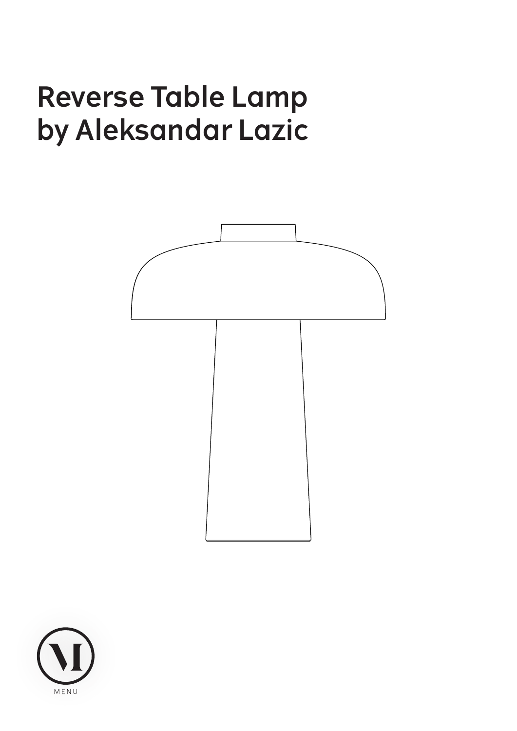# Reverse Table Lamp
# by Aleksandar Lazic

MENU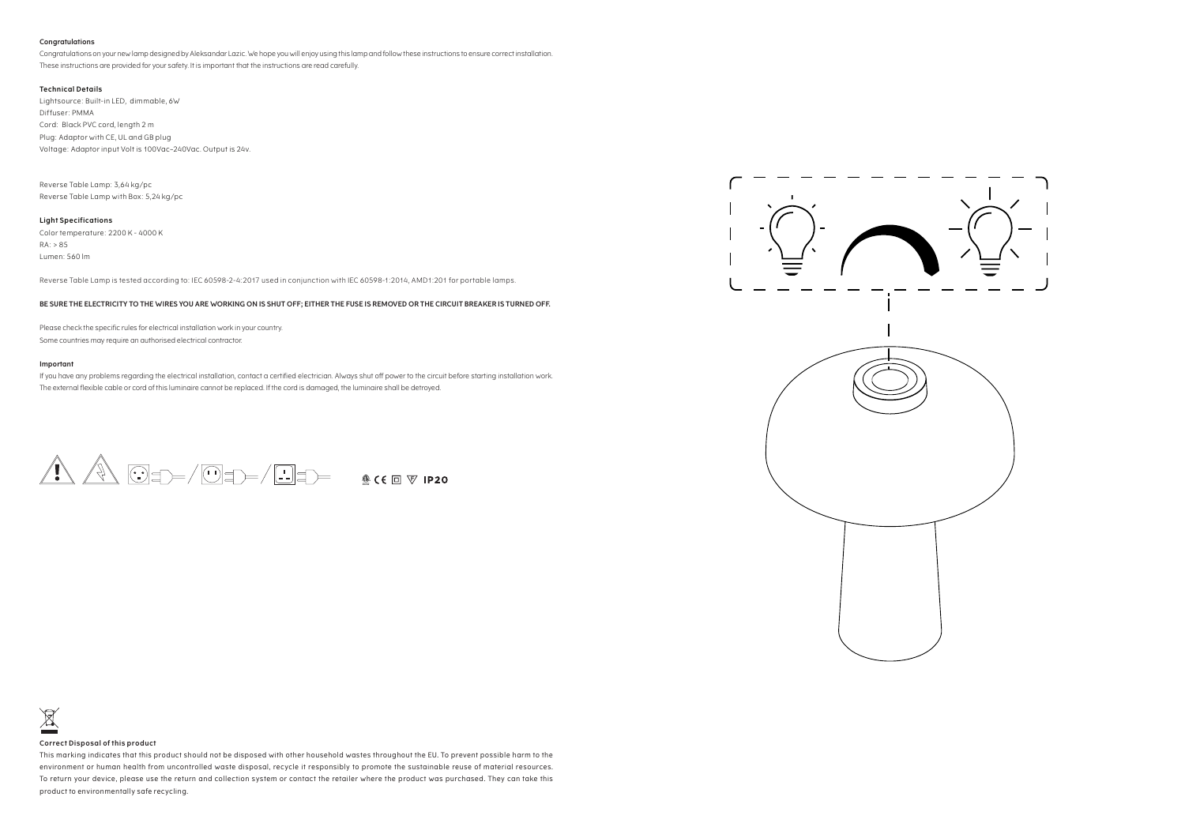**Congratulations**

Congratulations on your new lamp designed by Aleksandar Lazic. We hope you will enjoy using this lamp and follow these instructions to ensure correct installation. These instructions are provided for your safety. It is important that the instructions are read carefully.

**Technical Details**

Lightsource: Built-in LED, dimmable, 6W
Diffuser: PMMA
Cord: Black PVC cord, length 2 m
Plug: Adaptor with CE, UL and GB plug
Voltage: Adaptor input Volt is 100Vac-240Vac. Output is 24v.

Reverse Table Lamp: 3,64 kg/pc
Reverse Table Lamp with Box: 5,24 kg/pc

**Light Specifications**

Color temperature: 2200 K - 4000 K
RA: > 85
Lumen: 560 lm

Reverse Table Lamp is tested according to: IEC 60598-2-4:2017 used in conjunction with IEC 60598-1:2014, AMD1:201 for portable lamps.

**BE SURE THE ELECTRICITY TO THE WIRES YOU ARE WORKING ON IS SHUT OFF; EITHER THE FUSE IS REMOVED OR THE CIRCUIT BREAKER IS TURNED OFF.**

Please check the specific rules for electrical installation work in your country.
Some countries may require an authorised electrical contractor.

**Important**

If you have any problems regarding the electrical installation, contact a certified electrician. Always shut off power to the circuit before starting installation work. The external flexible cable or cord of this luminaire cannot be replaced. If the cord is damaged, the luminaire shall be detroyed.

IP20

**Correct Disposal of this product**

This marking indicates that this product should not be disposed with other household wastes throughout the EU. To prevent possible harm to the environment or human health from uncontrolled waste disposal, recycle it responsibly to promote the sustainable reuse of material resources. To return your device, please use the return and collection system or contact the retailer where the product was purchased. They can take this product to environmentally safe recycling.